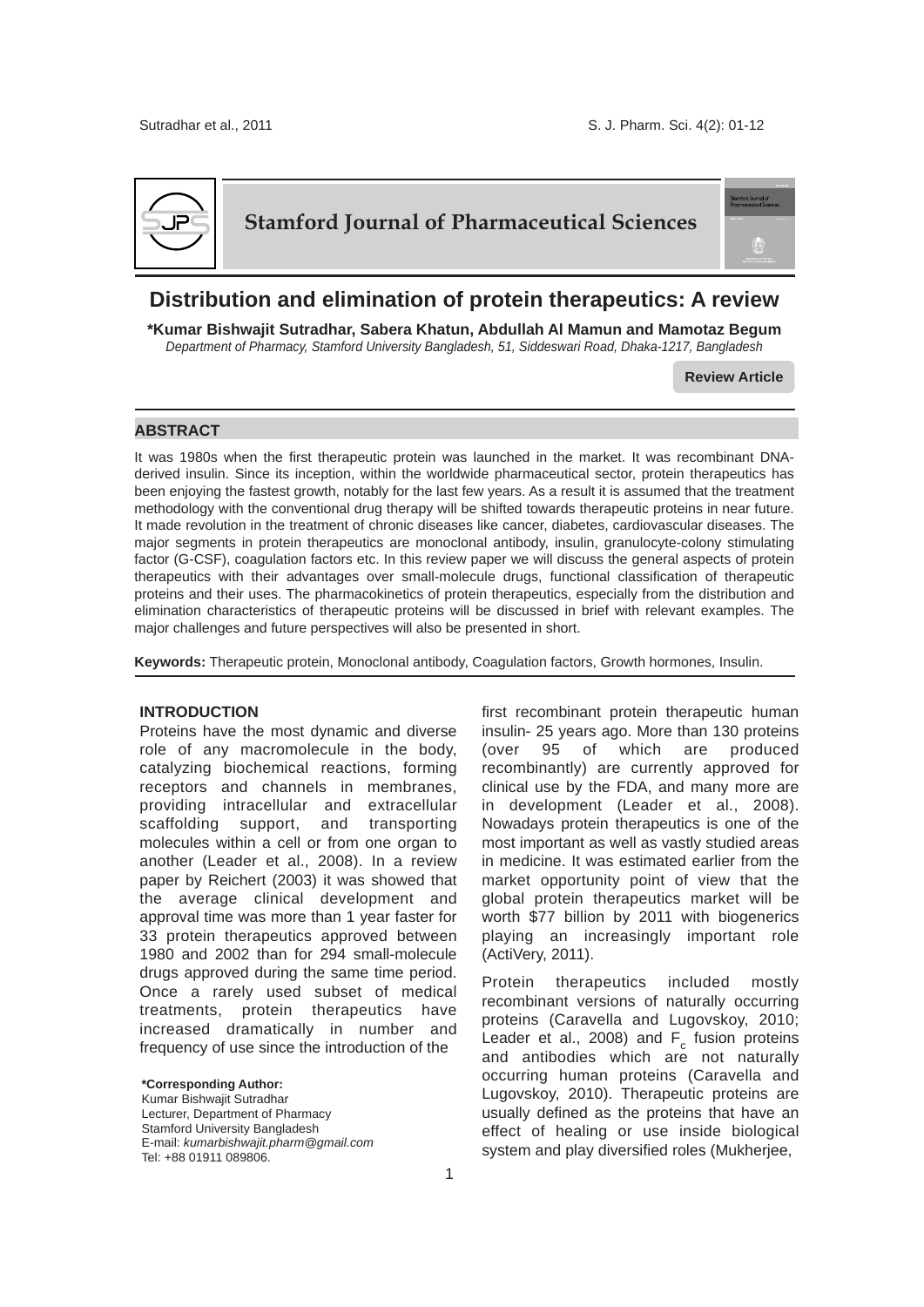# Distribution and elimination of protein therapeutics: A review

**\*Kumar Bishwajit Sutradhar, Sabera Khatun, Abdullah Al Mamun and Mamotaz Begum**

*Department of Pharmacy, Stamford University Bangladesh, 51, Siddeswari Road, Dhaka-1217, Bangladesh*

**Review Article**

## ABSTRACT

It was 1980s when the first therapeutic protein was launched in the market. It was recombinant DNA-derived insulin. Since its inception, within the worldwide pharmaceutical sector, protein therapeutics has been enjoying the fastest growth, notably for the last few years. As a result it is assumed that the treatment methodology with the conventional drug therapy will be shifted towards therapeutic proteins in near future. It made revolution in the treatment of chronic diseases like cancer, diabetes, cardiovascular diseases. The major segments in protein therapeutics are monoclonal antibody, insulin, granulocyte-colony stimulating factor (G-CSF), coagulation factors etc. In this review paper we will discuss the general aspects of protein therapeutics with their advantages over small-molecule drugs, functional classification of therapeutic proteins and their uses. The pharmacokinetics of protein therapeutics, especially from the distribution and elimination characteristics of therapeutic proteins will be discussed in brief with relevant examples. The major challenges and future perspectives will also be presented in short.

**Keywords:** Therapeutic protein, Monoclonal antibody, Coagulation factors, Growth hormones, Insulin.

## INTRODUCTION

Proteins have the most dynamic and diverse role of any macromolecule in the body, catalyzing biochemical reactions, forming receptors and channels in membranes, providing intracellular and extracellular scaffolding support, and transporting molecules within a cell or from one organ to another (Leader et al., 2008). In a review paper by Reichert (2003) it was showed that the average clinical development and approval time was more than 1 year faster for 33 protein therapeutics approved between 1980 and 2002 than for 294 small-molecule drugs approved during the same time period. Once a rarely used subset of medical treatments, protein therapeutics have increased dramatically in number and frequency of use since the introduction of the first recombinant protein therapeutic human insulin- 25 years ago. More than 130 proteins (over 95 of which are produced recombinantly) are currently approved for clinical use by the FDA, and many more are in development (Leader et al., 2008). Nowadays protein therapeutics is one of the most important as well as vastly studied areas in medicine. It was estimated earlier from the market opportunity point of view that the global protein therapeutics market will be worth $77 billion by 2011 with biogenerics playing an increasingly important role (ActiVery, 2011).

Protein therapeutics included mostly recombinant versions of naturally occurring proteins (Caravella and Lugovskoy, 2010; Leader et al., 2008) and $F_c$ fusion proteins and antibodies which are not naturally occurring human proteins (Caravella and Lugovskoy, 2010). Therapeutic proteins are usually defined as the proteins that have an effect of healing or use inside biological system and play diversified roles (Mukherjee,

**\*Corresponding Author:**
Kumar Bishwajit Sutradhar
Lecturer, Department of Pharmacy
Stamford University Bangladesh
E-mail: *kumarbishwajit.pharm@gmail.com*
Tel: +88 01911 089806.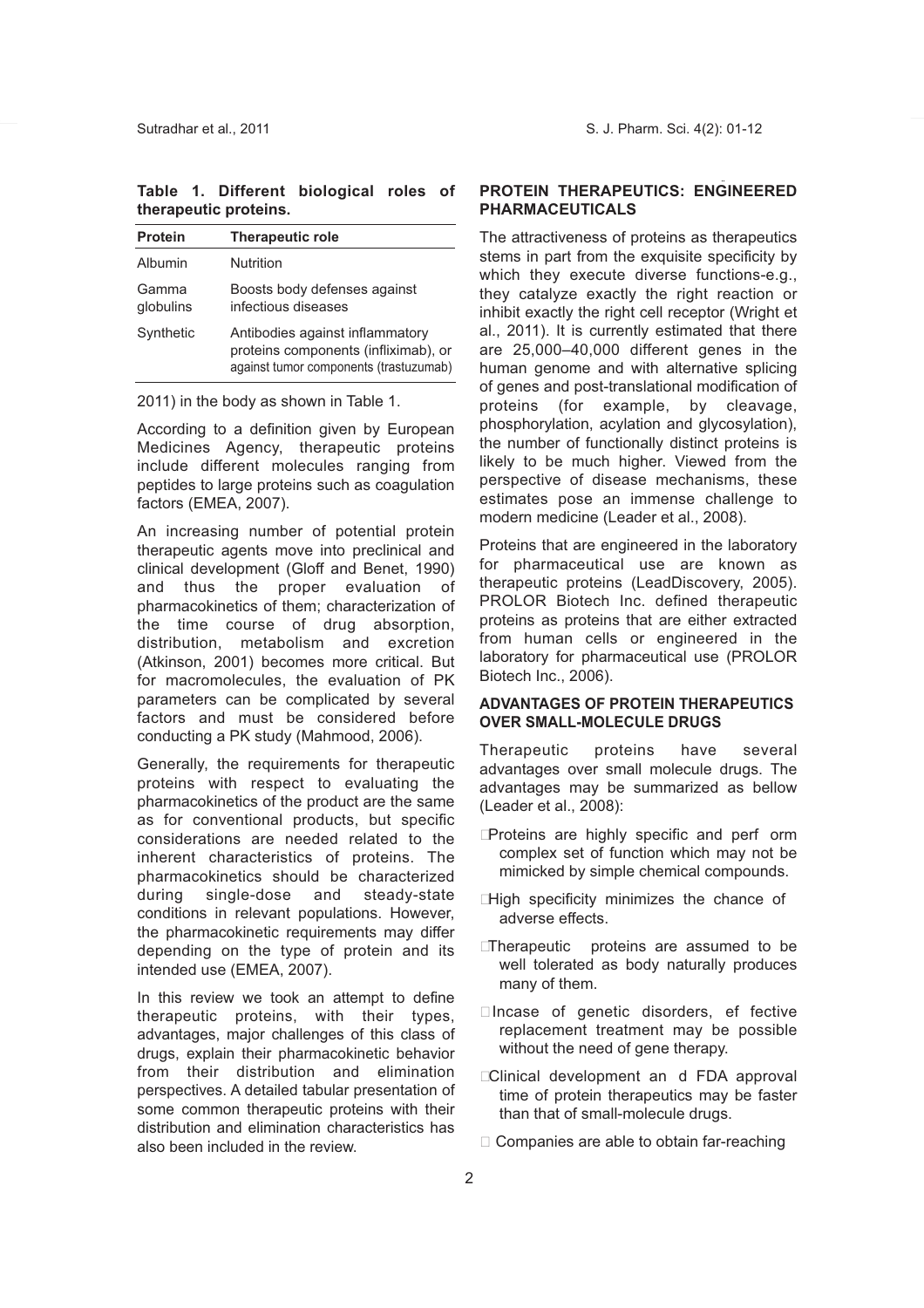**Table 1. Different biological roles of therapeutic proteins.**

| Protein | Therapeutic role |
|---|---|
| Albumin | Nutrition |
| Gamma globulins | Boosts body defenses against infectious diseases |
| Synthetic | Antibodies against inflammatory proteins components (infliximab), or against tumor components (trastuzumab) |

2011) in the body as shown in Table 1.

According to a definition given by European Medicines Agency, therapeutic proteins include different molecules ranging from peptides to large proteins such as coagulation factors (EMEA, 2007).

An increasing number of potential protein therapeutic agents move into preclinical and clinical development (Gloff and Benet, 1990) and thus the proper evaluation of pharmacokinetics of them; characterization of the time course of drug absorption, distribution, metabolism and excretion (Atkinson, 2001) becomes more critical. But for macromolecules, the evaluation of PK parameters can be complicated by several factors and must be considered before conducting a PK study (Mahmood, 2006).

Generally, the requirements for therapeutic proteins with respect to evaluating the pharmacokinetics of the product are the same as for conventional products, but specific considerations are needed related to the inherent characteristics of proteins. The pharmacokinetics should be characterized during single-dose and steady-state conditions in relevant populations. However, the pharmacokinetic requirements may differ depending on the type of protein and its intended use (EMEA, 2007).

In this review we took an attempt to define therapeutic proteins, with their types, advantages, major challenges of this class of drugs, explain their pharmacokinetic behavior from their distribution and elimination perspectives. A detailed tabular presentation of some common therapeutic proteins with their distribution and elimination characteristics has also been included in the review.

## PROTEIN THERAPEUTICS: ENGINEERED PHARMACEUTICALS

The attractiveness of proteins as therapeutics stems in part from the exquisite specificity by which they execute diverse functions-e.g., they catalyze exactly the right reaction or inhibit exactly the right cell receptor (Wright et al., 2011). It is currently estimated that there are 25,000–40,000 different genes in the human genome and with alternative splicing of genes and post-translational modification of proteins (for example, by cleavage, phosphorylation, acylation and glycosylation), the number of functionally distinct proteins is likely to be much higher. Viewed from the perspective of disease mechanisms, these estimates pose an immense challenge to modern medicine (Leader et al., 2008).

Proteins that are engineered in the laboratory for pharmaceutical use are known as therapeutic proteins (LeadDiscovery, 2005). PROLOR Biotech Inc. defined therapeutic proteins as proteins that are either extracted from human cells or engineered in the laboratory for pharmaceutical use (PROLOR Biotech Inc., 2006).

## ADVANTAGES OF PROTEIN THERAPEUTICS OVER SMALL-MOLECULE DRUGS

Therapeutic proteins have several advantages over small molecule drugs. The advantages may be summarized as bellow (Leader et al., 2008):

- Proteins are highly specific and perf orm complex set of function which may not be mimicked by simple chemical compounds.
- High specificity minimizes the chance of adverse effects.
- Therapeutic proteins are assumed to be well tolerated as body naturally produces many of them.
- Incase of genetic disorders, ef fective replacement treatment may be possible without the need of gene therapy.
- Clinical development an d FDA approval time of protein therapeutics may be faster than that of small-molecule drugs.
- Companies are able to obtain far-reaching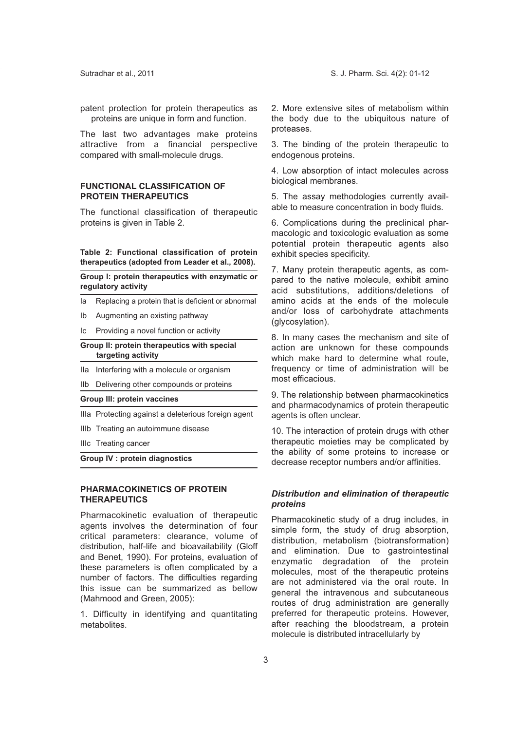patent protection for protein therapeutics as proteins are unique in form and function.

The last two advantages make proteins attractive from a financial perspective compared with small-molecule drugs.

## FUNCTIONAL CLASSIFICATION OF PROTEIN THERAPEUTICS

The functional classification of therapeutic proteins is given in Table 2.

**Table 2: Functional classification of protein therapeutics (adopted from Leader et al., 2008).**

| **Group I: protein therapeutics with enzymatic or regulatory activity** | |
|---|---|
| Ia | Replacing a protein that is deficient or abnormal |
| Ib | Augmenting an existing pathway |
| Ic | Providing a novel function or activity |
| **Group II: protein therapeutics with special targeting activity** | |
| IIa | Interfering with a molecule or organism |
| IIb | Delivering other compounds or proteins |
| **Group III: protein vaccines** | |
| IIIa | Protecting against a deleterious foreign agent |
| IIIb | Treating an autoimmune disease |
| IIIc | Treating cancer |
| **Group IV : protein diagnostics** | |

## PHARMACOKINETICS OF PROTEIN THERAPEUTICS

Pharmacokinetic evaluation of therapeutic agents involves the determination of four critical parameters: clearance, volume of distribution, half-life and bioavailability (Gloff and Benet, 1990). For proteins, evaluation of these parameters is often complicated by a number of factors. The difficulties regarding this issue can be summarized as bellow (Mahmood and Green, 2005):

1. Difficulty in identifying and quantitating metabolites.

2. More extensive sites of metabolism within the body due to the ubiquitous nature of proteases.

3. The binding of the protein therapeutic to endogenous proteins.

4. Low absorption of intact molecules across biological membranes.

5. The assay methodologies currently available to measure concentration in body fluids.

6. Complications during the preclinical pharmacologic and toxicologic evaluation as some potential protein therapeutic agents also exhibit species specificity.

7. Many protein therapeutic agents, as compared to the native molecule, exhibit amino acid substitutions, additions/deletions of amino acids at the ends of the molecule and/or loss of carbohydrate attachments (glycosylation).

8. In many cases the mechanism and site of action are unknown for these compounds which make hard to determine what route, frequency or time of administration will be most efficacious.

9. The relationship between pharmacokinetics and pharmacodynamics of protein therapeutic agents is often unclear.

10. The interaction of protein drugs with other therapeutic moieties may be complicated by the ability of some proteins to increase or decrease receptor numbers and/or affinities.

### *Distribution and elimination of therapeutic proteins*

Pharmacokinetic study of a drug includes, in simple form, the study of drug absorption, distribution, metabolism (biotransformation) and elimination. Due to gastrointestinal enzymatic degradation of the protein molecules, most of the therapeutic proteins are not administered via the oral route. In general the intravenous and subcutaneous routes of drug administration are generally preferred for therapeutic proteins. However, after reaching the bloodstream, a protein molecule is distributed intracellularly by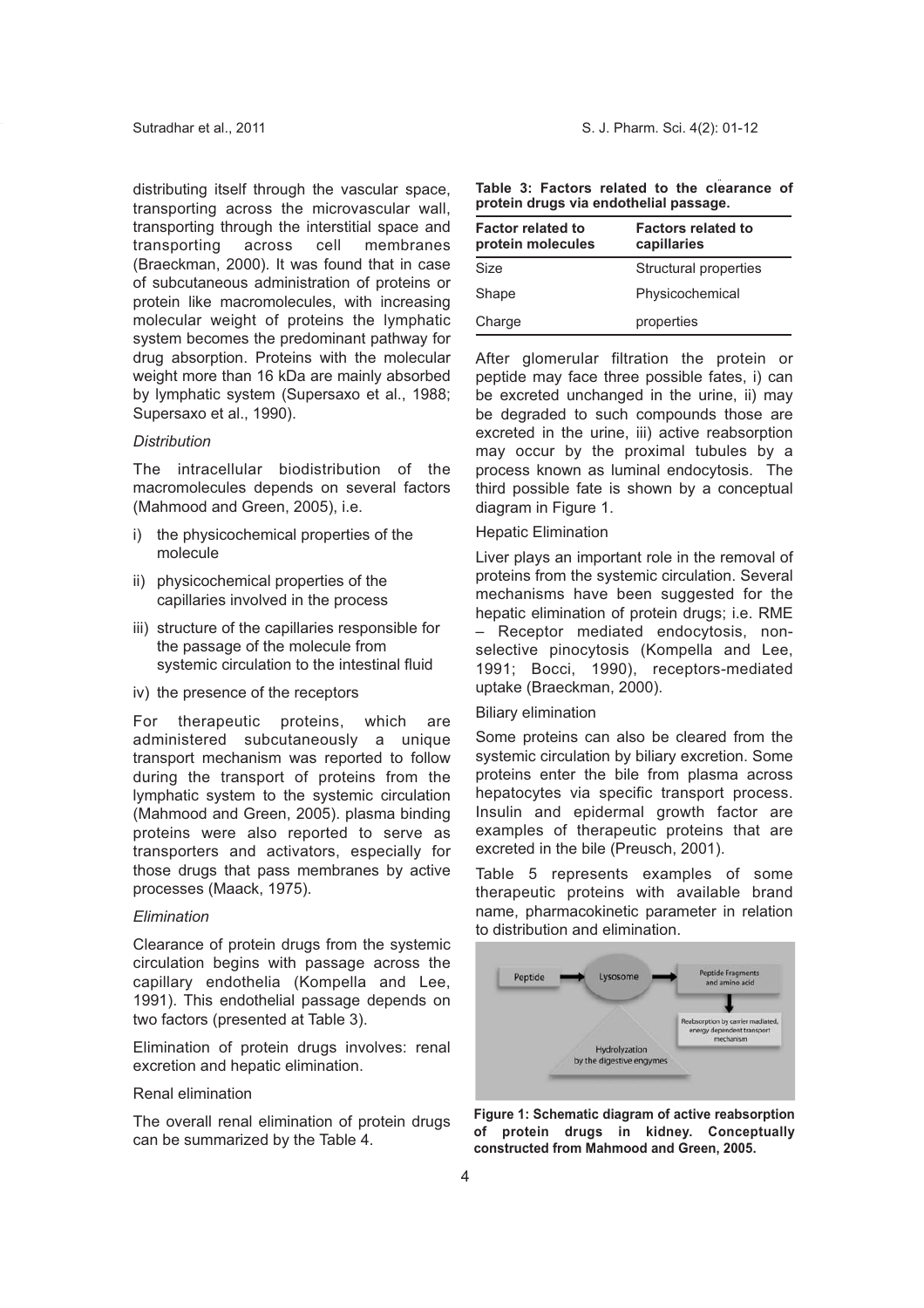distributing itself through the vascular space, transporting across the microvascular wall, transporting through the interstitial space and transporting across cell membranes (Braeckman, 2000). It was found that in case of subcutaneous administration of proteins or protein like macromolecules, with increasing molecular weight of proteins the lymphatic system becomes the predominant pathway for drug absorption. Proteins with the molecular weight more than 16 kDa are mainly absorbed by lymphatic system (Supersaxo et al., 1988; Supersaxo et al., 1990).

*Distribution*

The intracellular biodistribution of the macromolecules depends on several factors (Mahmood and Green, 2005), i.e.

i) the physicochemical properties of the molecule

ii) physicochemical properties of the capillaries involved in the process

iii) structure of the capillaries responsible for the passage of the molecule from systemic circulation to the intestinal fluid

iv) the presence of the receptors

For therapeutic proteins, which are administered subcutaneously a unique transport mechanism was reported to follow during the transport of proteins from the lymphatic system to the systemic circulation (Mahmood and Green, 2005). plasma binding proteins were also reported to serve as transporters and activators, especially for those drugs that pass membranes by active processes (Maack, 1975).

*Elimination*

Clearance of protein drugs from the systemic circulation begins with passage across the capillary endothelia (Kompella and Lee, 1991). This endothelial passage depends on two factors (presented at Table 3).

Elimination of protein drugs involves: renal excretion and hepatic elimination.

Renal elimination

The overall renal elimination of protein drugs can be summarized by the Table 4.

**Table 3: Factors related to the clearance of protein drugs via endothelial passage.**

| Factor related to protein molecules | Factors related to capillaries |
|---|---|
| Size | Structural properties |
| Shape | Physicochemical |
| Charge | properties |

After glomerular filtration the protein or peptide may face three possible fates, i) can be excreted unchanged in the urine, ii) may be degraded to such compounds those are excreted in the urine, iii) active reabsorption may occur by the proximal tubules by a process known as luminal endocytosis. The third possible fate is shown by a conceptual diagram in Figure 1.

Hepatic Elimination

Liver plays an important role in the removal of proteins from the systemic circulation. Several mechanisms have been suggested for the hepatic elimination of protein drugs; i.e. RME – Receptor mediated endocytosis, non-selective pinocytosis (Kompella and Lee, 1991; Bocci, 1990), receptors-mediated uptake (Braeckman, 2000).

Biliary elimination

Some proteins can also be cleared from the systemic circulation by biliary excretion. Some proteins enter the bile from plasma across hepatocytes via specific transport process. Insulin and epidermal growth factor are examples of therapeutic proteins that are excreted in the bile (Preusch, 2001).

Table 5 represents examples of some therapeutic proteins with available brand name, pharmacokinetic parameter in relation to distribution and elimination.

Peptide → Lysosome → Peptide Fragments and amino acid → Reabsorption by carrier mediated, energy dependent transport mechanism

Hydrolyzation by the digestive engymes

**Figure 1: Schematic diagram of active reabsorption of protein drugs in kidney. Conceptually constructed from Mahmood and Green, 2005.**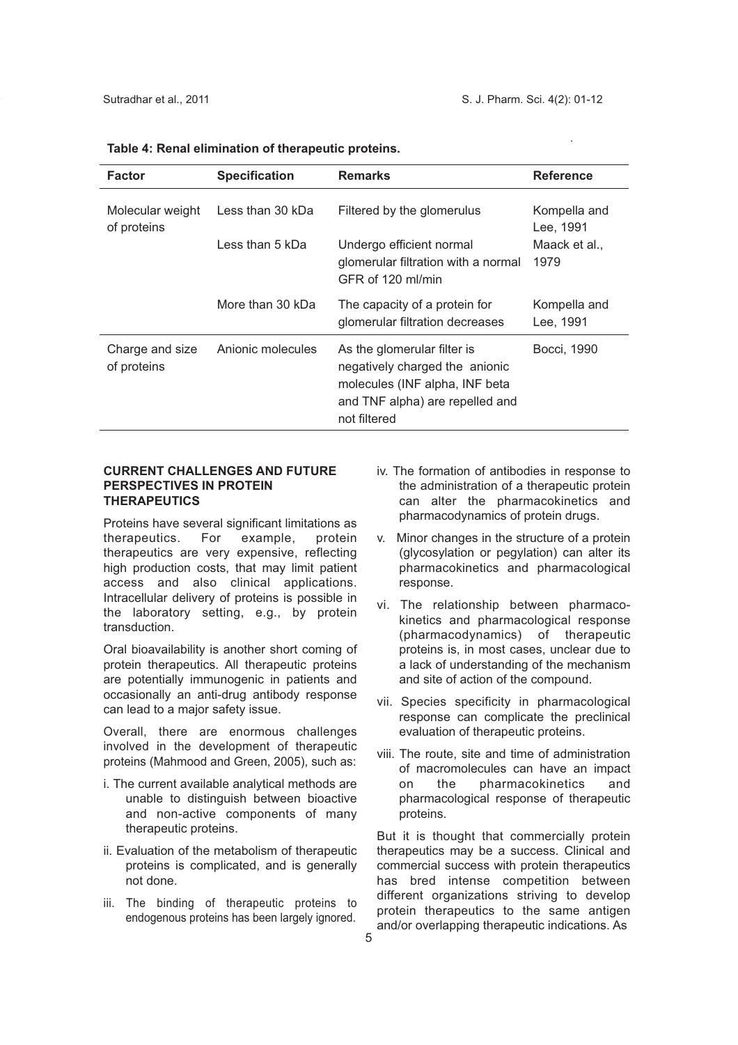**Table 4: Renal elimination of therapeutic proteins.**

| Factor | Specification | Remarks | Reference |
|---|---|---|---|
| Molecular weight of proteins | Less than 30 kDa | Filtered by the glomerulus | Kompella and Lee, 1991 |
| | Less than 5 kDa | Undergo efficient normal glomerular filtration with a normal GFR of 120 ml/min | Maack et al., 1979 |
| | More than 30 kDa | The capacity of a protein for glomerular filtration decreases | Kompella and Lee, 1991 |
| Charge and size of proteins | Anionic molecules | As the glomerular filter is negatively charged the anionic molecules (INF alpha, INF beta and TNF alpha) are repelled and not filtered | Bocci, 1990 |

## CURRENT CHALLENGES AND FUTURE PERSPECTIVES IN PROTEIN THERAPEUTICS

Proteins have several significant limitations as therapeutics. For example, protein therapeutics are very expensive, reflecting high production costs, that may limit patient access and also clinical applications. Intracellular delivery of proteins is possible in the laboratory setting, e.g., by protein transduction.

Oral bioavailability is another short coming of protein therapeutics. All therapeutic proteins are potentially immunogenic in patients and occasionally an anti-drug antibody response can lead to a major safety issue.

Overall, there are enormous challenges involved in the development of therapeutic proteins (Mahmood and Green, 2005), such as:

i. The current available analytical methods are unable to distinguish between bioactive and non-active components of many therapeutic proteins.

ii. Evaluation of the metabolism of therapeutic proteins is complicated, and is generally not done.

iii. The binding of therapeutic proteins to endogenous proteins has been largely ignored.

iv. The formation of antibodies in response to the administration of a therapeutic protein can alter the pharmacokinetics and pharmacodynamics of protein drugs.

v. Minor changes in the structure of a protein (glycosylation or pegylation) can alter its pharmacokinetics and pharmacological response.

vi. The relationship between pharmacokinetics and pharmacological response (pharmacodynamics) of therapeutic proteins is, in most cases, unclear due to a lack of understanding of the mechanism and site of action of the compound.

vii. Species specificity in pharmacological response can complicate the preclinical evaluation of therapeutic proteins.

viii. The route, site and time of administration of macromolecules can have an impact on the pharmacokinetics and pharmacological response of therapeutic proteins.

But it is thought that commercially protein therapeutics may be a success. Clinical and commercial success with protein therapeutics has bred intense competition between different organizations striving to develop protein therapeutics to the same antigen and/or overlapping therapeutic indications. As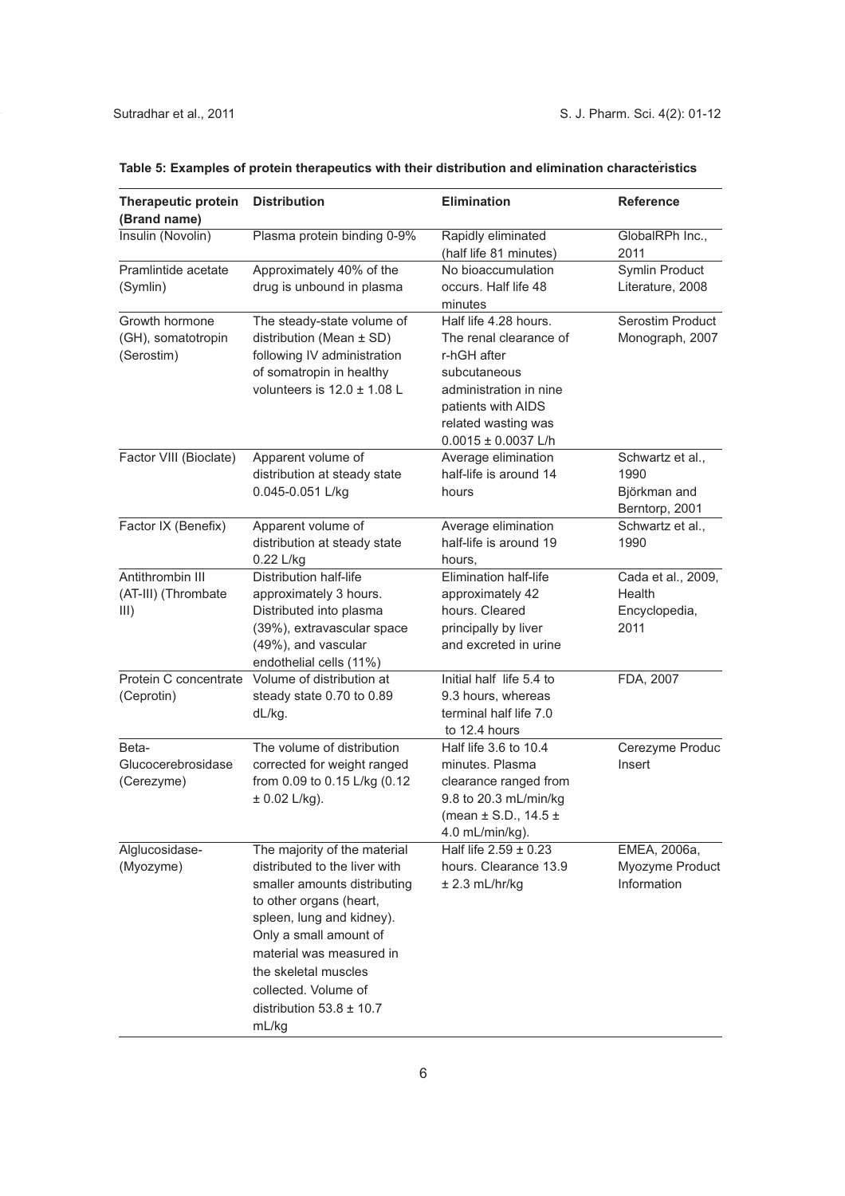**Table 5: Examples of protein therapeutics with their distribution and elimination characteristics**

| Therapeutic protein (Brand name) | Distribution | Elimination | Reference |
|---|---|---|---|
| Insulin (Novolin) | Plasma protein binding 0-9% | Rapidly eliminated (half life 81 minutes) | GlobalRPh Inc., 2011 |
| Pramlintide acetate (Symlin) | Approximately 40% of the drug is unbound in plasma | No bioaccumulation occurs. Half life 48 minutes | Symlin Product Literature, 2008 |
| Growth hormone (GH), somatotropin (Serostim) | The steady-state volume of distribution (Mean ± SD) following IV administration of somatropin in healthy volunteers is 12.0 ± 1.08 L | Half life 4.28 hours. The renal clearance of r-hGH after subcutaneous administration in nine patients with AIDS related wasting was 0.0015 ± 0.0037 L/h | Serostim Product Monograph, 2007 |
| Factor VIII (Bioclate) | Apparent volume of distribution at steady state 0.045-0.051 L/kg | Average elimination half-life is around 14 hours | Schwartz et al., 1990 Björkman and Berntorp, 2001 |
| Factor IX (Benefix) | Apparent volume of distribution at steady state 0.22 L/kg | Average elimination half-life is around 19 hours, | Schwartz et al., 1990 |
| Antithrombin III (AT-III) (Thrombate III) | Distribution half-life approximately 3 hours. Distributed into plasma (39%), extravascular space (49%), and vascular endothelial cells (11%) | Elimination half-life approximately 42 hours. Cleared principally by liver and excreted in urine | Cada et al., 2009, Health Encyclopedia, 2011 |
| Protein C concentrate (Ceprotin) | Volume of distribution at steady state 0.70 to 0.89 dL/kg. | Initial half life 5.4 to 9.3 hours, whereas terminal half life 7.0 to 12.4 hours | FDA, 2007 |
| Beta-Glucocerebrosidase (Cerezyme) | The volume of distribution corrected for weight ranged from 0.09 to 0.15 L/kg (0.12 ± 0.02 L/kg). | Half life 3.6 to 10.4 minutes. Plasma clearance ranged from 9.8 to 20.3 mL/min/kg (mean ± S.D., 14.5 ± 4.0 mL/min/kg). | Cerezyme Produc Insert |
| Alglucosidase-(Myozyme) | The majority of the material distributed to the liver with smaller amounts distributing to other organs (heart, spleen, lung and kidney). Only a small amount of material was measured in the skeletal muscles collected. Volume of distribution 53.8 ± 10.7 mL/kg | Half life 2.59 ± 0.23 hours. Clearance 13.9 ± 2.3 mL/hr/kg | EMEA, 2006a, Myozyme Product Information |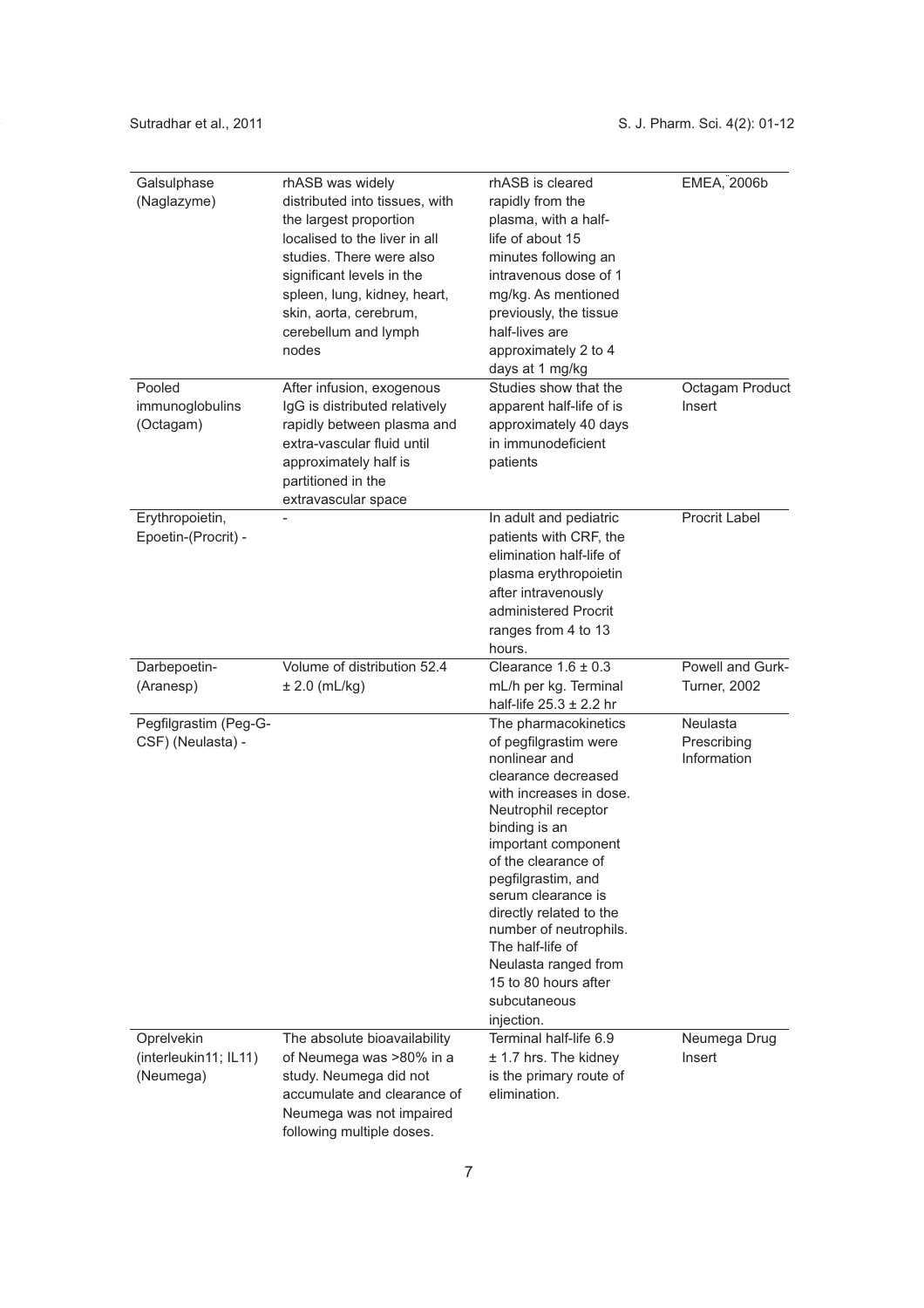| | | | |
|---|---|---|---|
| Galsulphase (Naglazyme) | rhASB was widely distributed into tissues, with the largest proportion localised to the liver in all studies. There were also significant levels in the spleen, lung, kidney, heart, skin, aorta, cerebrum, cerebellum and lymph nodes | rhASB is cleared rapidly from the plasma, with a half-life of about 15 minutes following an intravenous dose of 1 mg/kg. As mentioned previously, the tissue half-lives are approximately 2 to 4 days at 1 mg/kg | EMEA, 2006b |
| Pooled immunoglobulins (Octagam) | After infusion, exogenous IgG is distributed relatively rapidly between plasma and extra-vascular fluid until approximately half is partitioned in the extravascular space | Studies show that the apparent half-life of is approximately 40 days in immunodeficient patients | Octagam Product Insert |
| Erythropoietin, Epoetin-(Procrit) - | - | In adult and pediatric patients with CRF, the elimination half-life of plasma erythropoietin after intravenously administered Procrit ranges from 4 to 13 hours. | Procrit Label |
| Darbepoetin-(Aranesp) | Volume of distribution 52.4 ± 2.0 (mL/kg) | Clearance 1.6 ± 0.3 mL/h per kg. Terminal half-life 25.3 ± 2.2 hr | Powell and Gurk-Turner, 2002 |
| Pegfilgrastim (Peg-G-CSF) (Neulasta) - | | The pharmacokinetics of pegfilgrastim were nonlinear and clearance decreased with increases in dose. Neutrophil receptor binding is an important component of the clearance of pegfilgrastim, and serum clearance is directly related to the number of neutrophils. The half-life of Neulasta ranged from 15 to 80 hours after subcutaneous injection. | Neulasta Prescribing Information |
| Oprelvekin (interleukin11; IL11) (Neumega) | The absolute bioavailability of Neumega was >80% in a study. Neumega did not accumulate and clearance of Neumega was not impaired following multiple doses. | Terminal half-life 6.9 ± 1.7 hrs. The kidney is the primary route of elimination. | Neumega Drug Insert |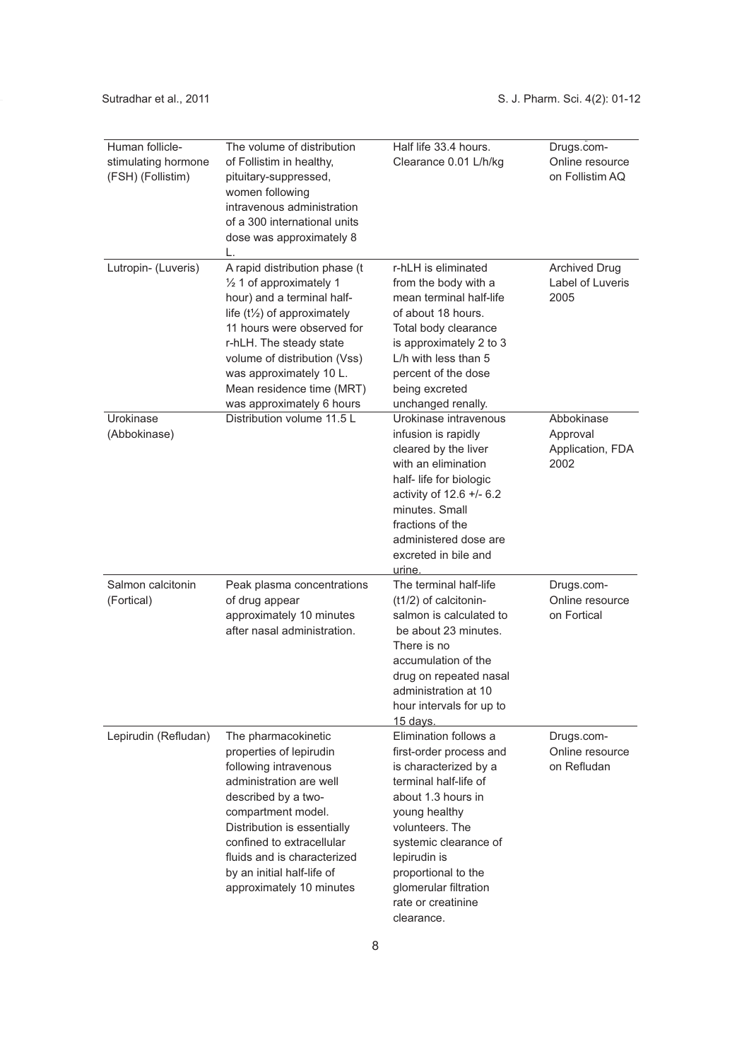| | | | |
|---|---|---|---|
| Human follicle-stimulating hormone (FSH) (Follistim) | The volume of distribution of Follistim in healthy, pituitary-suppressed, women following intravenous administration of a 300 international units dose was approximately 8 L. | Half life 33.4 hours. Clearance 0.01 L/h/kg | Drugs.com-Online resource on Follistim AQ |
| Lutropin- (Luveris) | A rapid distribution phase (t ½ 1 of approximately 1 hour) and a terminal half-life (t½) of approximately 11 hours were observed for r-hLH. The steady state volume of distribution (Vss) was approximately 10 L. Mean residence time (MRT) was approximately 6 hours | r-hLH is eliminated from the body with a mean terminal half-life of about 18 hours. Total body clearance is approximately 2 to 3 L/h with less than 5 percent of the dose being excreted unchanged renally. | Archived Drug Label of Luveris 2005 |
| Urokinase (Abbokinase) | Distribution volume 11.5 L | Urokinase intravenous infusion is rapidly cleared by the liver with an elimination half- life for biologic activity of 12.6 +/- 6.2 minutes. Small fractions of the administered dose are excreted in bile and urine. | Abbokinase Approval Application, FDA 2002 |
| Salmon calcitonin (Fortical) | Peak plasma concentrations of drug appear approximately 10 minutes after nasal administration. | The terminal half-life (t1/2) of calcitonin-salmon is calculated to be about 23 minutes. There is no accumulation of the drug on repeated nasal administration at 10 hour intervals for up to 15 days. | Drugs.com-Online resource on Fortical |
| Lepirudin (Refludan) | The pharmacokinetic properties of lepirudin following intravenous administration are well described by a two-compartment model. Distribution is essentially confined to extracellular fluids and is characterized by an initial half-life of approximately 10 minutes | Elimination follows a first-order process and is characterized by a terminal half-life of about 1.3 hours in young healthy volunteers. The systemic clearance of lepirudin is proportional to the glomerular filtration rate or creatinine clearance. | Drugs.com-Online resource on Refludan |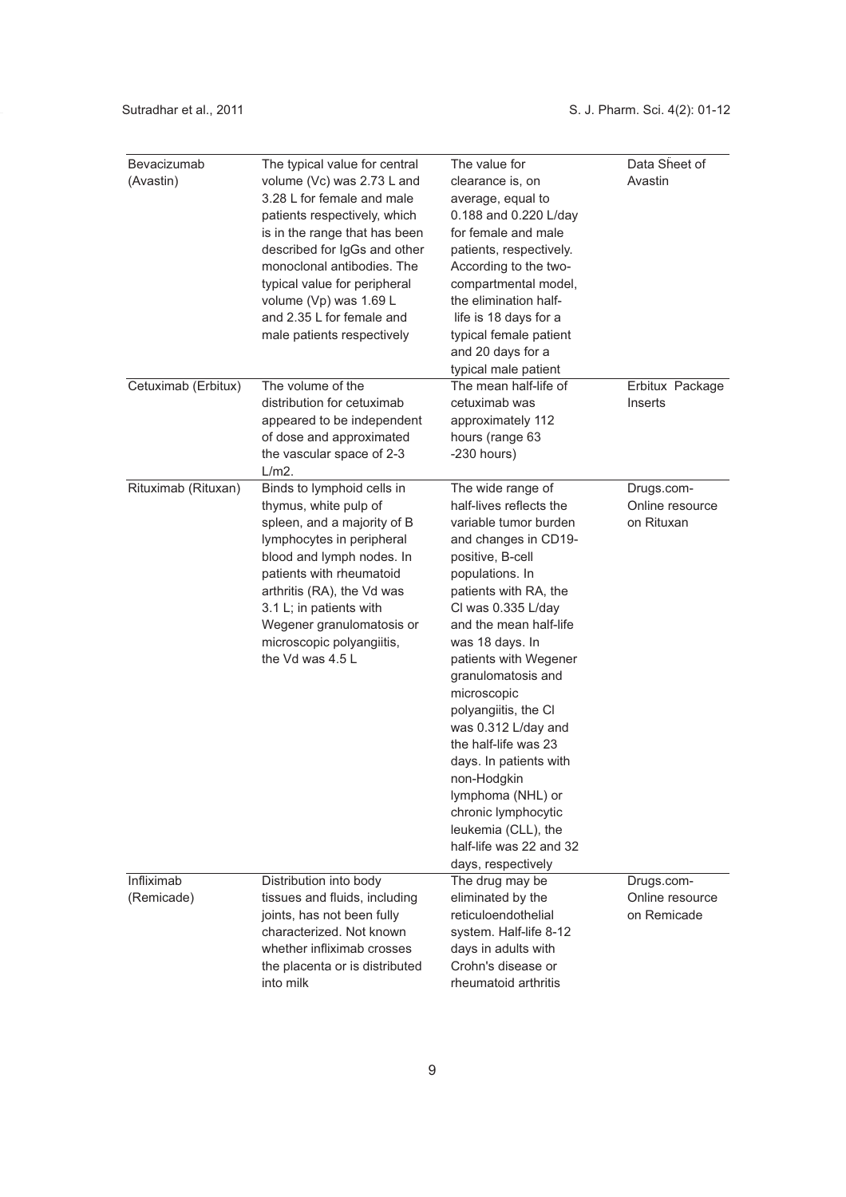| | | | |
|---|---|---|---|
| Bevacizumab (Avastin) | The typical value for central volume (Vc) was 2.73 L and 3.28 L for female and male patients respectively, which is in the range that has been described for IgGs and other monoclonal antibodies. The typical value for peripheral volume (Vp) was 1.69 L and 2.35 L for female and male patients respectively | The value for clearance is, on average, equal to 0.188 and 0.220 L/day for female and male patients, respectively. According to the two-compartmental model, the elimination half-life is 18 days for a typical female patient and 20 days for a typical male patient | Data Sheet of Avastin |
| Cetuximab (Erbitux) | The volume of the distribution for cetuximab appeared to be independent of dose and approximated the vascular space of 2-3 L/m2. | The mean half-life of cetuximab was approximately 112 hours (range 63 -230 hours) | Erbitux Package Inserts |
| Rituximab (Rituxan) | Binds to lymphoid cells in thymus, white pulp of spleen, and a majority of B lymphocytes in peripheral blood and lymph nodes. In patients with rheumatoid arthritis (RA), the Vd was 3.1 L; in patients with Wegener granulomatosis or microscopic polyangiitis, the Vd was 4.5 L | The wide range of half-lives reflects the variable tumor burden and changes in CD19-positive, B-cell populations. In patients with RA, the Cl was 0.335 L/day and the mean half-life was 18 days. In patients with Wegener granulomatosis and microscopic polyangiitis, the Cl was 0.312 L/day and the half-life was 23 days. In patients with non-Hodgkin lymphoma (NHL) or chronic lymphocytic leukemia (CLL), the half-life was 22 and 32 days, respectively | Drugs.com- Online resource on Rituxan |
| Infliximab (Remicade) | Distribution into body tissues and fluids, including joints, has not been fully characterized. Not known whether infliximab crosses the placenta or is distributed into milk | The drug may be eliminated by the reticuloendothelial system. Half-life 8-12 days in adults with Crohn's disease or rheumatoid arthritis | Drugs.com- Online resource on Remicade |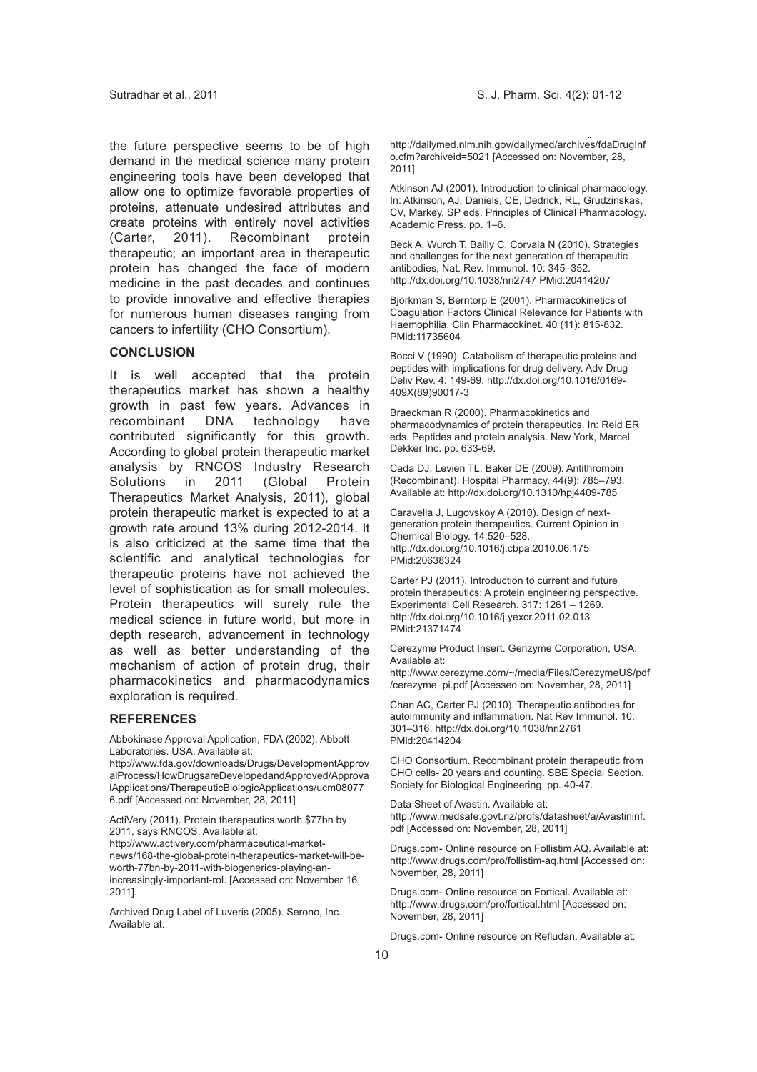the future perspective seems to be of high demand in the medical science many protein engineering tools have been developed that allow one to optimize favorable properties of proteins, attenuate undesired attributes and create proteins with entirely novel activities (Carter, 2011). Recombinant protein therapeutic; an important area in therapeutic protein has changed the face of modern medicine in the past decades and continues to provide innovative and effective therapies for numerous human diseases ranging from cancers to infertility (CHO Consortium).

## CONCLUSION

It is well accepted that the protein therapeutics market has shown a healthy growth in past few years. Advances in recombinant DNA technology have contributed significantly for this growth. According to global protein therapeutic market analysis by RNCOS Industry Research Solutions in 2011 (Global Protein Therapeutics Market Analysis, 2011), global protein therapeutic market is expected to at a growth rate around 13% during 2012-2014. It is also criticized at the same time that the scientific and analytical technologies for therapeutic proteins have not achieved the level of sophistication as for small molecules. Protein therapeutics will surely rule the medical science in future world, but more in depth research, advancement in technology as well as better understanding of the mechanism of action of protein drug, their pharmacokinetics and pharmacodynamics exploration is required.

## REFERENCES

Abbokinase Approval Application, FDA (2002). Abbott Laboratories. USA. Available at: http://www.fda.gov/downloads/Drugs/DevelopmentApprovalProcess/HowDrugsareDevelopedandApproved/ApprovalApplications/TherapeuticBiologicApplications/ucm080776.pdf [Accessed on: November, 28, 2011]

ActiVery (2011). Protein therapeutics worth $77bn by 2011, says RNCOS. Available at: http://www.activery.com/pharmaceutical-market-news/168-the-global-protein-therapeutics-market-will-be-worth-77bn-by-2011-with-biogenerics-playing-an-increasingly-important-rol. [Accessed on: November 16, 2011].

Archived Drug Label of Luveris (2005). Serono, Inc. Available at: http://dailymed.nlm.nih.gov/dailymed/archives/fdaDrugInfo.cfm?archiveid=5021 [Accessed on: November, 28, 2011]

Atkinson AJ (2001). Introduction to clinical pharmacology. In: Atkinson, AJ, Daniels, CE, Dedrick, RL, Grudzinskas, CV, Markey, SP eds. Principles of Clinical Pharmacology. Academic Press. pp. 1–6.

Beck A, Wurch T, Bailly C, Corvaia N (2010). Strategies and challenges for the next generation of therapeutic antibodies, Nat. Rev. Immunol. 10: 345–352. http://dx.doi.org/10.1038/nri2747 PMid:20414207

Björkman S, Berntorp E (2001). Pharmacokinetics of Coagulation Factors Clinical Relevance for Patients with Haemophilia. Clin Pharmacokinet. 40 (11): 815-832. PMid:11735604

Bocci V (1990). Catabolism of therapeutic proteins and peptides with implications for drug delivery. Adv Drug Deliv Rev. 4: 149-69. http://dx.doi.org/10.1016/0169-409X(89)90017-3

Braeckman R (2000). Pharmacokinetics and pharmacodynamics of protein therapeutics. In: Reid ER eds. Peptides and protein analysis. New York, Marcel Dekker Inc. pp. 633-69.

Cada DJ, Levien TL, Baker DE (2009). Antithrombin (Recombinant). Hospital Pharmacy. 44(9): 785–793. Available at: http://dx.doi.org/10.1310/hpj4409-785

Caravella J, Lugovskoy A (2010). Design of next-generation protein therapeutics. Current Opinion in Chemical Biology. 14:520–528. http://dx.doi.org/10.1016/j.cbpa.2010.06.175 PMid:20638324

Carter PJ (2011). Introduction to current and future protein therapeutics: A protein engineering perspective. Experimental Cell Research. 317: 1261 – 1269. http://dx.doi.org/10.1016/j.yexcr.2011.02.013 PMid:21371474

Cerezyme Product Insert. Genzyme Corporation, USA. Available at: http://www.cerezyme.com/~/media/Files/CerezymeUS/pdf/cerezyme_pi.pdf [Accessed on: November, 28, 2011]

Chan AC, Carter PJ (2010). Therapeutic antibodies for autoimmunity and inflammation. Nat Rev Immunol. 10: 301–316. http://dx.doi.org/10.1038/nri2761 PMid:20414204

CHO Consortium. Recombinant protein therapeutic from CHO cells- 20 years and counting. SBE Special Section. Society for Biological Engineering. pp. 40-47.

Data Sheet of Avastin. Available at: http://www.medsafe.govt.nz/profs/datasheet/a/Avastininf.pdf [Accessed on: November, 28, 2011]

Drugs.com- Online resource on Follistim AQ. Available at: http://www.drugs.com/pro/follistim-aq.html [Accessed on: November, 28, 2011]

Drugs.com- Online resource on Fortical. Available at: http://www.drugs.com/pro/fortical.html [Accessed on: November, 28, 2011]

Drugs.com- Online resource on Refludan. Available at: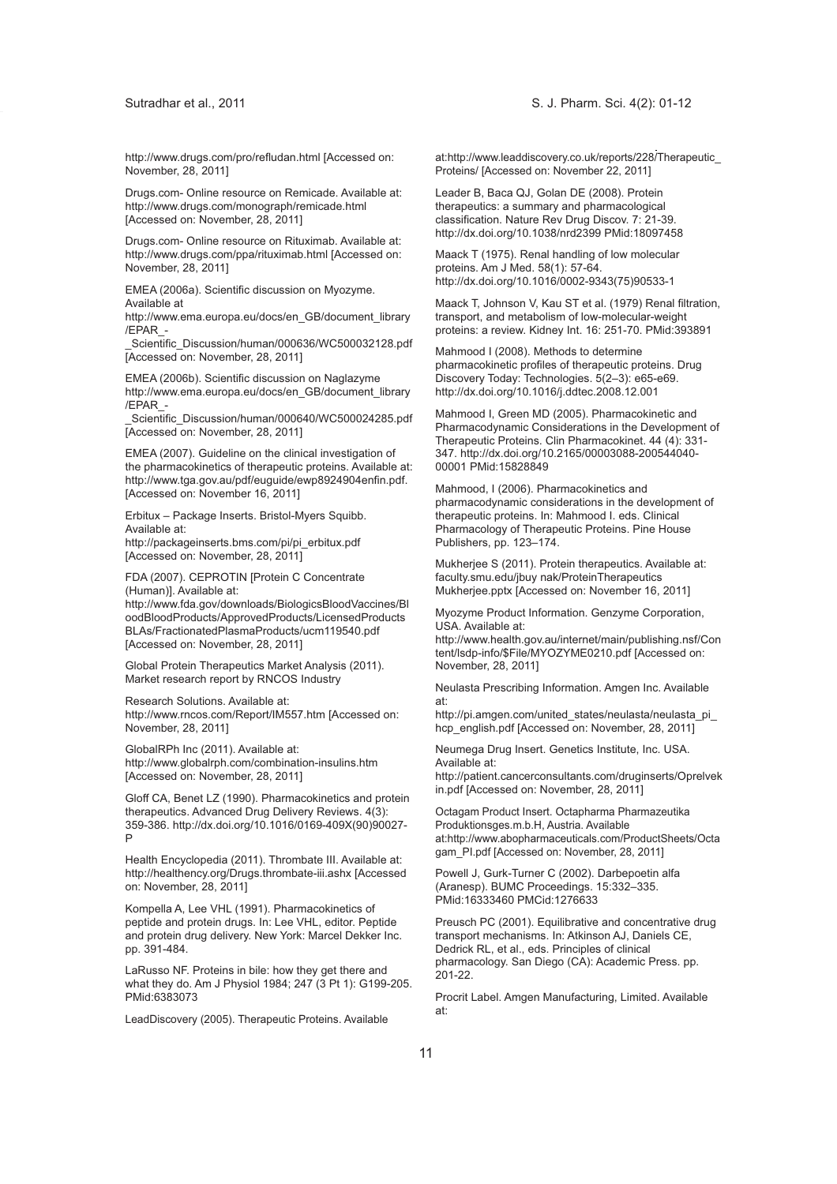http://www.drugs.com/pro/refludan.html [Accessed on: November, 28, 2011]

Drugs.com- Online resource on Remicade. Available at: http://www.drugs.com/monograph/remicade.html [Accessed on: November, 28, 2011]

Drugs.com- Online resource on Rituximab. Available at: http://www.drugs.com/ppa/rituximab.html [Accessed on: November, 28, 2011]

EMEA (2006a). Scientific discussion on Myozyme. Available at http://www.ema.europa.eu/docs/en_GB/document_library/EPAR_-_Scientific_Discussion/human/000636/WC500032128.pdf [Accessed on: November, 28, 2011]

EMEA (2006b). Scientific discussion on Naglazyme http://www.ema.europa.eu/docs/en_GB/document_library/EPAR_-_Scientific_Discussion/human/000640/WC500024285.pdf [Accessed on: November, 28, 2011]

EMEA (2007). Guideline on the clinical investigation of the pharmacokinetics of therapeutic proteins. Available at: http://www.tga.gov.au/pdf/euguide/ewp8924904enfin.pdf. [Accessed on: November 16, 2011]

Erbitux – Package Inserts. Bristol-Myers Squibb. Available at: http://packageinserts.bms.com/pi/pi_erbitux.pdf [Accessed on: November, 28, 2011]

FDA (2007). CEPROTIN [Protein C Concentrate (Human)]. Available at: http://www.fda.gov/downloads/BiologicsBloodVaccines/BloodBloodProducts/ApprovedProducts/LicensedProductsBLAs/FractionatedPlasmaProducts/ucm119540.pdf [Accessed on: November, 28, 2011]

Global Protein Therapeutics Market Analysis (2011). Market research report by RNCOS Industry

Research Solutions. Available at: http://www.rncos.com/Report/IM557.htm [Accessed on: November, 28, 2011]

GlobalRPh Inc (2011). Available at: http://www.globalrph.com/combination-insulins.htm [Accessed on: November, 28, 2011]

Gloff CA, Benet LZ (1990). Pharmacokinetics and protein therapeutics. Advanced Drug Delivery Reviews. 4(3): 359-386. http://dx.doi.org/10.1016/0169-409X(90)90027-P

Health Encyclopedia (2011). Thrombate III. Available at: http://healthency.org/Drugs.thrombate-iii.ashx [Accessed on: November, 28, 2011]

Kompella A, Lee VHL (1991). Pharmacokinetics of peptide and protein drugs. In: Lee VHL, editor. Peptide and protein drug delivery. New York: Marcel Dekker Inc. pp. 391-484.

LaRusso NF. Proteins in bile: how they get there and what they do. Am J Physiol 1984; 247 (3 Pt 1): G199-205. PMid:6383073

LeadDiscovery (2005). Therapeutic Proteins. Available at:http://www.leaddiscovery.co.uk/reports/228/Therapeutic_Proteins/ [Accessed on: November 22, 2011]

Leader B, Baca QJ, Golan DE (2008). Protein therapeutics: a summary and pharmacological classification. Nature Rev Drug Discov. 7: 21-39. http://dx.doi.org/10.1038/nrd2399 PMid:18097458

Maack T (1975). Renal handling of low molecular proteins. Am J Med. 58(1): 57-64. http://dx.doi.org/10.1016/0002-9343(75)90533-1

Maack T, Johnson V, Kau ST et al. (1979) Renal filtration, transport, and metabolism of low-molecular-weight proteins: a review. Kidney Int. 16: 251-70. PMid:393891

Mahmood I (2008). Methods to determine pharmacokinetic profiles of therapeutic proteins. Drug Discovery Today: Technologies. 5(2–3): e65-e69. http://dx.doi.org/10.1016/j.ddtec.2008.12.001

Mahmood I, Green MD (2005). Pharmacokinetic and Pharmacodynamic Considerations in the Development of Therapeutic Proteins. Clin Pharmacokinet. 44 (4): 331-347. http://dx.doi.org/10.2165/00003088-200544040-00001 PMid:15828849

Mahmood, I (2006). Pharmacokinetics and pharmacodynamic considerations in the development of therapeutic proteins. In: Mahmood I. eds. Clinical Pharmacology of Therapeutic Proteins. Pine House Publishers, pp. 123–174.

Mukherjee S (2011). Protein therapeutics. Available at: faculty.smu.edu/jbuy nak/ProteinTherapeutics Mukherjee.pptx [Accessed on: November 16, 2011]

Myozyme Product Information. Genzyme Corporation, USA. Available at: http://www.health.gov.au/internet/main/publishing.nsf/Content/lsdp-info/$File/MYOZYME0210.pdf [Accessed on: November, 28, 2011]

Neulasta Prescribing Information. Amgen Inc. Available at: http://pi.amgen.com/united_states/neulasta/neulasta_pi_hcp_english.pdf [Accessed on: November, 28, 2011]

Neumega Drug Insert. Genetics Institute, Inc. USA. Available at: http://patient.cancerconsultants.com/druginserts/Oprelvekin.pdf [Accessed on: November, 28, 2011]

Octagam Product Insert. Octapharma Pharmazeutika Produktionsges.m.b.H, Austria. Available at:http://www.abopharmaceuticals.com/ProductSheets/Octagam_PI.pdf [Accessed on: November, 28, 2011]

Powell J, Gurk-Turner C (2002). Darbepoetin alfa (Aranesp). BUMC Proceedings. 15:332–335. PMid:16333460 PMCid:1276633

Preusch PC (2001). Equilibrative and concentrative drug transport mechanisms. In: Atkinson AJ, Daniels CE, Dedrick RL, et al., eds. Principles of clinical pharmacology. San Diego (CA): Academic Press. pp. 201-22.

Procrit Label. Amgen Manufacturing, Limited. Available at: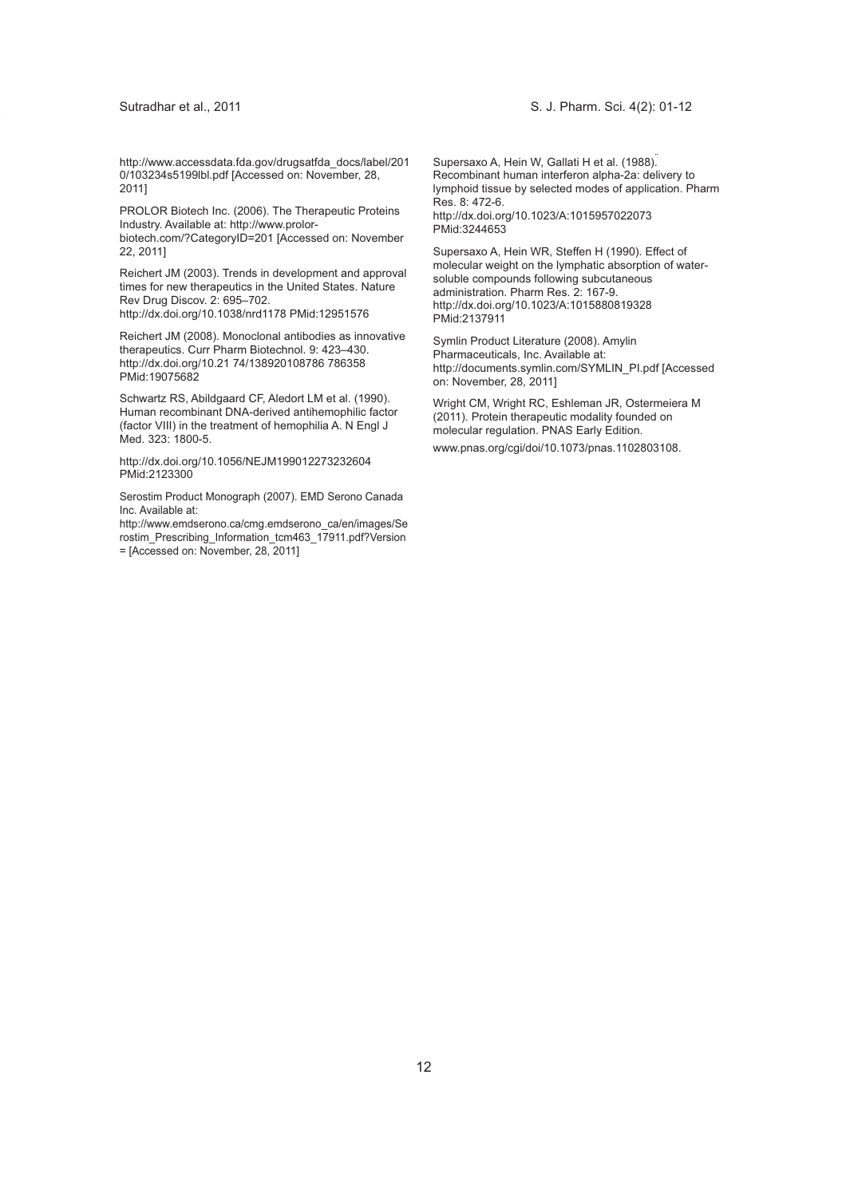http://www.accessdata.fda.gov/drugsatfda_docs/label/2010/103234s5199lbl.pdf [Accessed on: November, 28, 2011]

PROLOR Biotech Inc. (2006). The Therapeutic Proteins Industry. Available at: http://www.prolor-biotech.com/?CategoryID=201 [Accessed on: November 22, 2011]

Reichert JM (2003). Trends in development and approval times for new therapeutics in the United States. Nature Rev Drug Discov. 2: 695–702. http://dx.doi.org/10.1038/nrd1178 PMid:12951576

Reichert JM (2008). Monoclonal antibodies as innovative therapeutics. Curr Pharm Biotechnol. 9: 423–430. http://dx.doi.org/10.21 74/138920108786 786358 PMid:19075682

Schwartz RS, Abildgaard CF, Aledort LM et al. (1990). Human recombinant DNA-derived antihemophilic factor (factor VIII) in the treatment of hemophilia A. N Engl J Med. 323: 1800-5.

http://dx.doi.org/10.1056/NEJM199012273232604 PMid:2123300

Serostim Product Monograph (2007). EMD Serono Canada Inc. Available at: http://www.emdserono.ca/cmg.emdserono_ca/en/images/Serostim_Prescribing_Information_tcm463_17911.pdf?Version= [Accessed on: November, 28, 2011]

Supersaxo A, Hein W, Gallati H et al. (1988). Recombinant human interferon alpha-2a: delivery to lymphoid tissue by selected modes of application. Pharm Res. 8: 472-6. http://dx.doi.org/10.1023/A:1015957022073 PMid:3244653

Supersaxo A, Hein WR, Steffen H (1990). Effect of molecular weight on the lymphatic absorption of water-soluble compounds following subcutaneous administration. Pharm Res. 2: 167-9. http://dx.doi.org/10.1023/A:1015880819328 PMid:2137911

Symlin Product Literature (2008). Amylin Pharmaceuticals, Inc. Available at: http://documents.symlin.com/SYMLIN_PI.pdf [Accessed on: November, 28, 2011]

Wright CM, Wright RC, Eshleman JR, Ostermeiera M (2011). Protein therapeutic modality founded on molecular regulation. PNAS Early Edition.

www.pnas.org/cgi/doi/10.1073/pnas.1102803108.